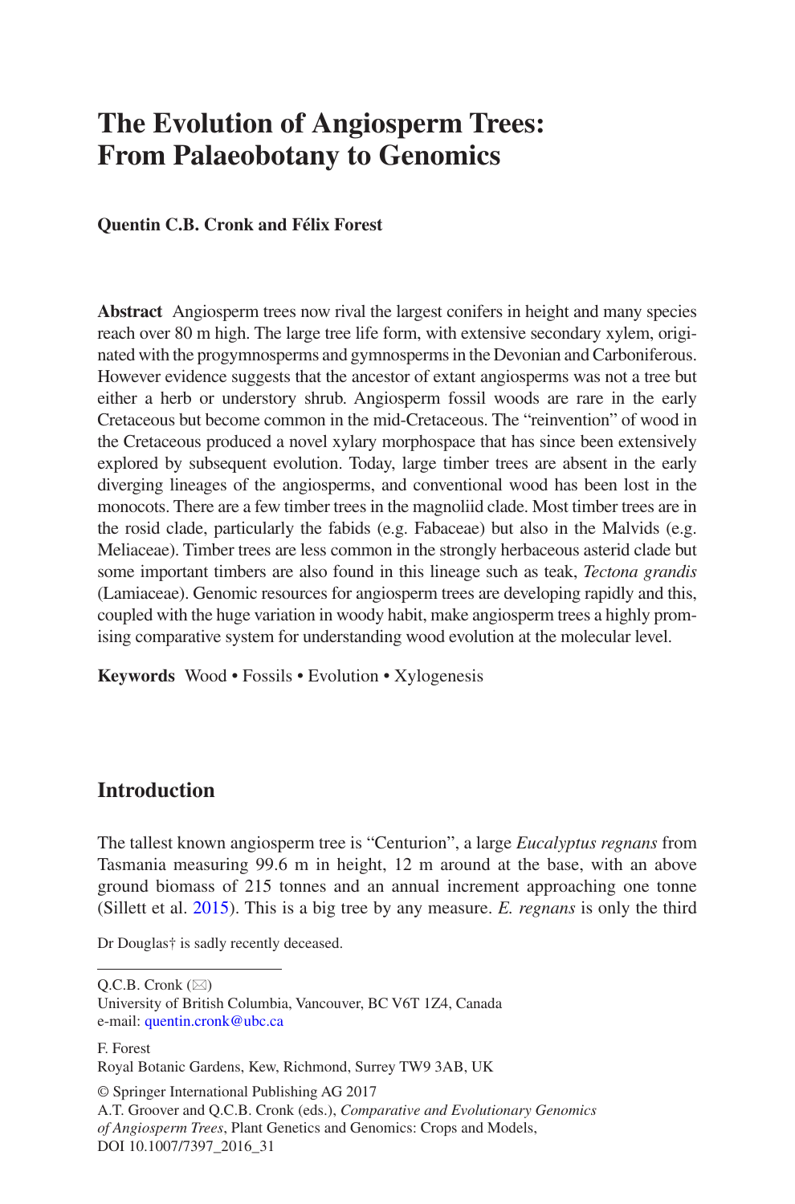# The Evolution of Angiosperm Trees: From Palaeobotany to Genomics

**Quentin C.B. Cronk and Félix Forest**

**Abstract** Angiosperm trees now rival the largest conifers in height and many species reach over 80 m high. The large tree life form, with extensive secondary xylem, originated with the progymnosperms and gymnosperms in the Devonian and Carboniferous. However evidence suggests that the ancestor of extant angiosperms was not a tree but either a herb or understory shrub. Angiosperm fossil woods are rare in the early Cretaceous but become common in the mid-Cretaceous. The "reinvention" of wood in the Cretaceous produced a novel xylary morphospace that has since been extensively explored by subsequent evolution. Today, large timber trees are absent in the early diverging lineages of the angiosperms, and conventional wood has been lost in the monocots. There are a few timber trees in the magnoliid clade. Most timber trees are in the rosid clade, particularly the fabids (e.g. Fabaceae) but also in the Malvids (e.g. Meliaceae). Timber trees are less common in the strongly herbaceous asterid clade but some important timbers are also found in this lineage such as teak, *Tectona grandis* (Lamiaceae). Genomic resources for angiosperm trees are developing rapidly and this, coupled with the huge variation in woody habit, make angiosperm trees a highly promising comparative system for understanding wood evolution at the molecular level.

**Keywords** Wood • Fossils • Evolution • Xylogenesis

## Introduction

The tallest known angiosperm tree is "Centurion", a large *Eucalyptus regnans* from Tasmania measuring 99.6 m in height, 12 m around at the base, with an above ground biomass of 215 tonnes and an annual increment approaching one tonne (Sillett et al. 2015). This is a big tree by any measure. *E. regnans* is only the third

Dr Douglas† is sadly recently deceased.

Q.C.B. Cronk (✉)
University of British Columbia, Vancouver, BC V6T 1Z4, Canada
e-mail: quentin.cronk@ubc.ca

F. Forest
Royal Botanic Gardens, Kew, Richmond, Surrey TW9 3AB, UK

© Springer International Publishing AG 2017
A.T. Groover and Q.C.B. Cronk (eds.), *Comparative and Evolutionary Genomics of Angiosperm Trees*, Plant Genetics and Genomics: Crops and Models,
DOI 10.1007/7397_2016_31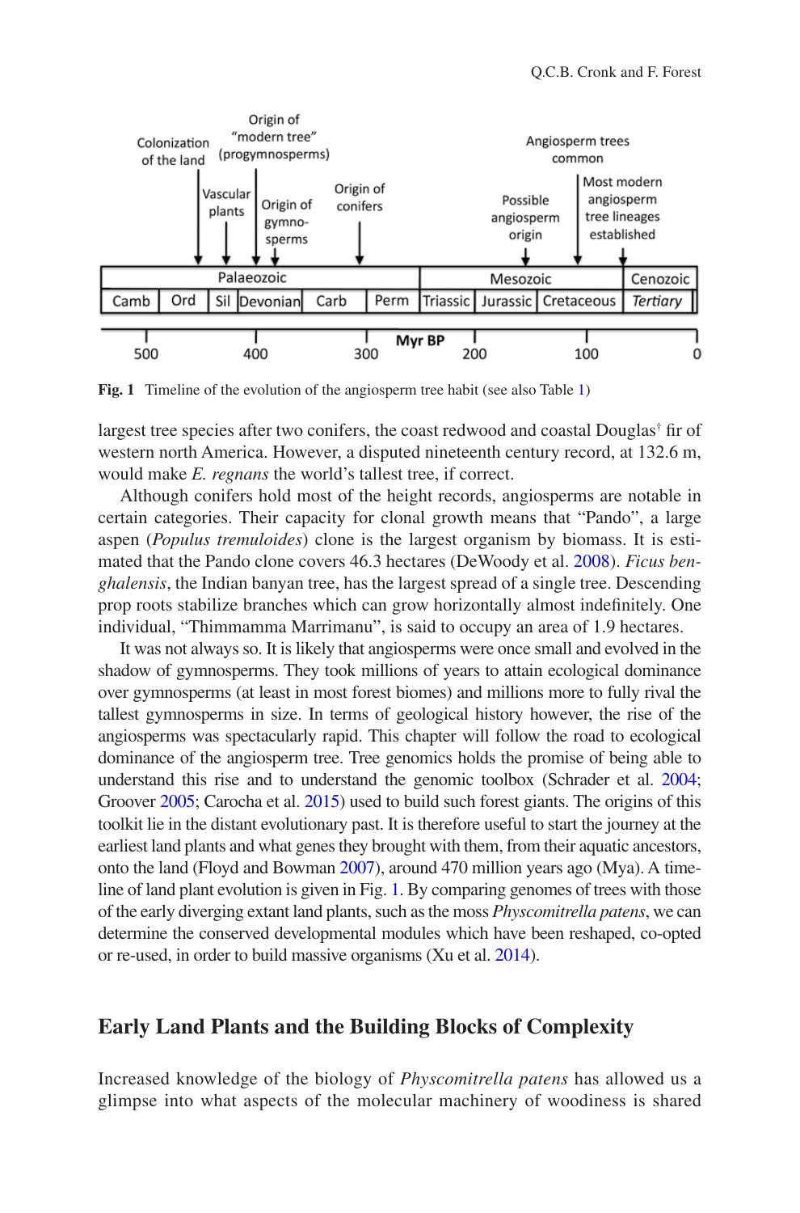Colonization of the land

Origin of "modern tree" (progymnosperms)

Vascular plants

Origin of gymno-sperms

Origin of conifers

Angiosperm trees common

Possible angiosperm origin

Most modern angiosperm tree lineages established

Palaeozoic

Mesozoic

Cenozoic

Camb

Ord

Sil

Devonian

Carb

Perm

Triassic

Jurassic

Cretaceous

*Tertiary*

500

400

300

Myr BP

200

100

0

**Fig. 1** Timeline of the evolution of the angiosperm tree habit (see also Table 1)

largest tree species after two conifers, the coast redwood and coastal Douglas† fir of western north America. However, a disputed nineteenth century record, at 132.6 m, would make *E. regnans* the world's tallest tree, if correct.

Although conifers hold most of the height records, angiosperms are notable in certain categories. Their capacity for clonal growth means that "Pando", a large aspen (*Populus tremuloides*) clone is the largest organism by biomass. It is estimated that the Pando clone covers 46.3 hectares (DeWoody et al. 2008). *Ficus benghalensis*, the Indian banyan tree, has the largest spread of a single tree. Descending prop roots stabilize branches which can grow horizontally almost indefinitely. One individual, "Thimmamma Marrimanu", is said to occupy an area of 1.9 hectares.

It was not always so. It is likely that angiosperms were once small and evolved in the shadow of gymnosperms. They took millions of years to attain ecological dominance over gymnosperms (at least in most forest biomes) and millions more to fully rival the tallest gymnosperms in size. In terms of geological history however, the rise of the angiosperms was spectacularly rapid. This chapter will follow the road to ecological dominance of the angiosperm tree. Tree genomics holds the promise of being able to understand this rise and to understand the genomic toolbox (Schrader et al. 2004; Groover 2005; Carocha et al. 2015) used to build such forest giants. The origins of this toolkit lie in the distant evolutionary past. It is therefore useful to start the journey at the earliest land plants and what genes they brought with them, from their aquatic ancestors, onto the land (Floyd and Bowman 2007), around 470 million years ago (Mya). A timeline of land plant evolution is given in Fig. 1. By comparing genomes of trees with those of the early diverging extant land plants, such as the moss *Physcomitrella patens*, we can determine the conserved developmental modules which have been reshaped, co-opted or re-used, in order to build massive organisms (Xu et al. 2014).

## Early Land Plants and the Building Blocks of Complexity

Increased knowledge of the biology of *Physcomitrella patens* has allowed us a glimpse into what aspects of the molecular machinery of woodiness is shared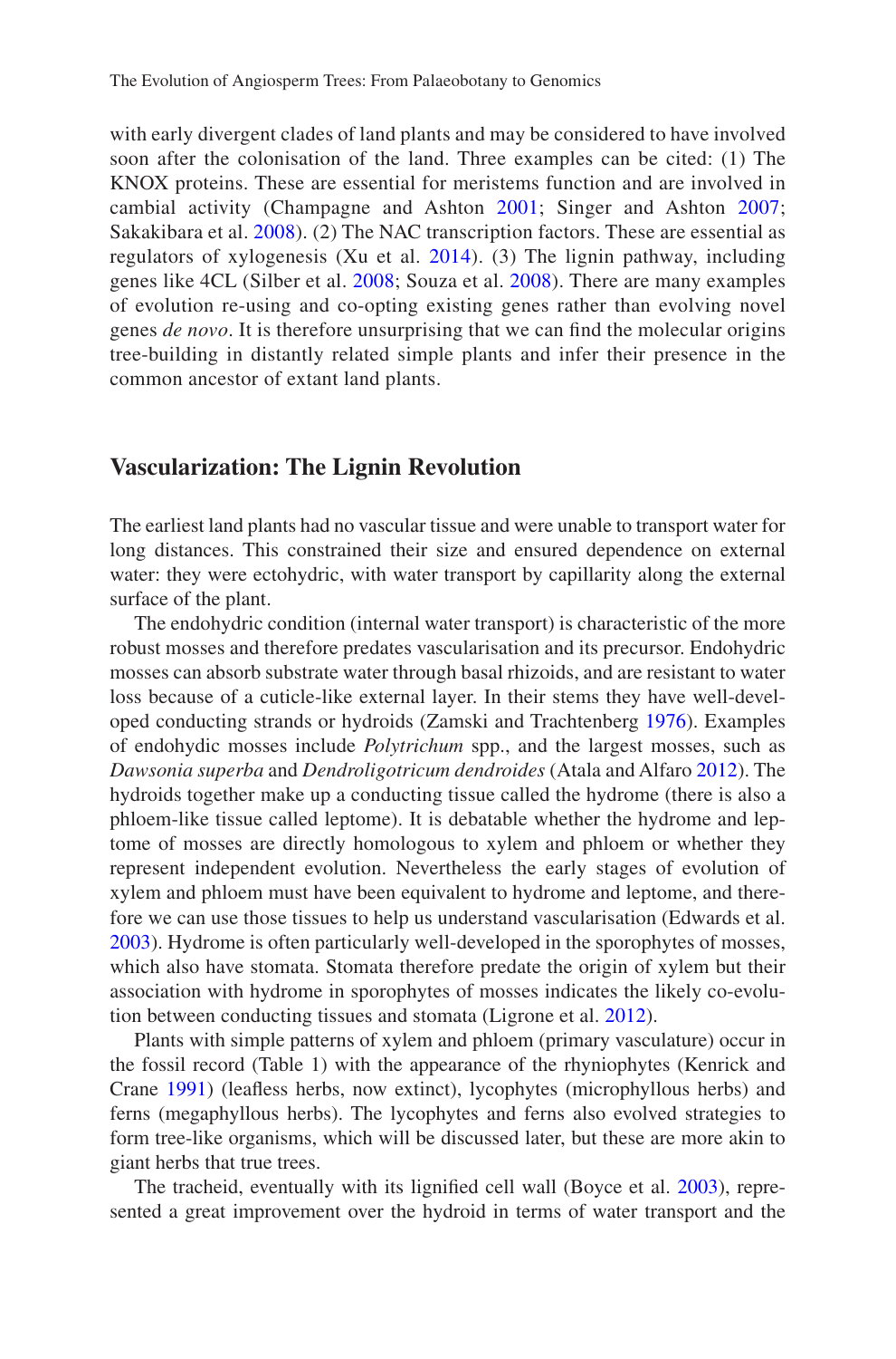with early divergent clades of land plants and may be considered to have involved soon after the colonisation of the land. Three examples can be cited: (1) The KNOX proteins. These are essential for meristems function and are involved in cambial activity (Champagne and Ashton 2001; Singer and Ashton 2007; Sakakibara et al. 2008). (2) The NAC transcription factors. These are essential as regulators of xylogenesis (Xu et al. 2014). (3) The lignin pathway, including genes like 4CL (Silber et al. 2008; Souza et al. 2008). There are many examples of evolution re-using and co-opting existing genes rather than evolving novel genes *de novo*. It is therefore unsurprising that we can find the molecular origins tree-building in distantly related simple plants and infer their presence in the common ancestor of extant land plants.

## Vascularization: The Lignin Revolution

The earliest land plants had no vascular tissue and were unable to transport water for long distances. This constrained their size and ensured dependence on external water: they were ectohydric, with water transport by capillarity along the external surface of the plant.

The endohydric condition (internal water transport) is characteristic of the more robust mosses and therefore predates vascularisation and its precursor. Endohydric mosses can absorb substrate water through basal rhizoids, and are resistant to water loss because of a cuticle-like external layer. In their stems they have well-developed conducting strands or hydroids (Zamski and Trachtenberg 1976). Examples of endohydic mosses include *Polytrichum* spp., and the largest mosses, such as *Dawsonia superba* and *Dendroligotricum dendroides* (Atala and Alfaro 2012). The hydroids together make up a conducting tissue called the hydrome (there is also a phloem-like tissue called leptome). It is debatable whether the hydrome and leptome of mosses are directly homologous to xylem and phloem or whether they represent independent evolution. Nevertheless the early stages of evolution of xylem and phloem must have been equivalent to hydrome and leptome, and therefore we can use those tissues to help us understand vascularisation (Edwards et al. 2003). Hydrome is often particularly well-developed in the sporophytes of mosses, which also have stomata. Stomata therefore predate the origin of xylem but their association with hydrome in sporophytes of mosses indicates the likely co-evolution between conducting tissues and stomata (Ligrone et al. 2012).

Plants with simple patterns of xylem and phloem (primary vasculature) occur in the fossil record (Table 1) with the appearance of the rhyniophytes (Kenrick and Crane 1991) (leafless herbs, now extinct), lycophytes (microphyllous herbs) and ferns (megaphyllous herbs). The lycophytes and ferns also evolved strategies to form tree-like organisms, which will be discussed later, but these are more akin to giant herbs that true trees.

The tracheid, eventually with its lignified cell wall (Boyce et al. 2003), represented a great improvement over the hydroid in terms of water transport and the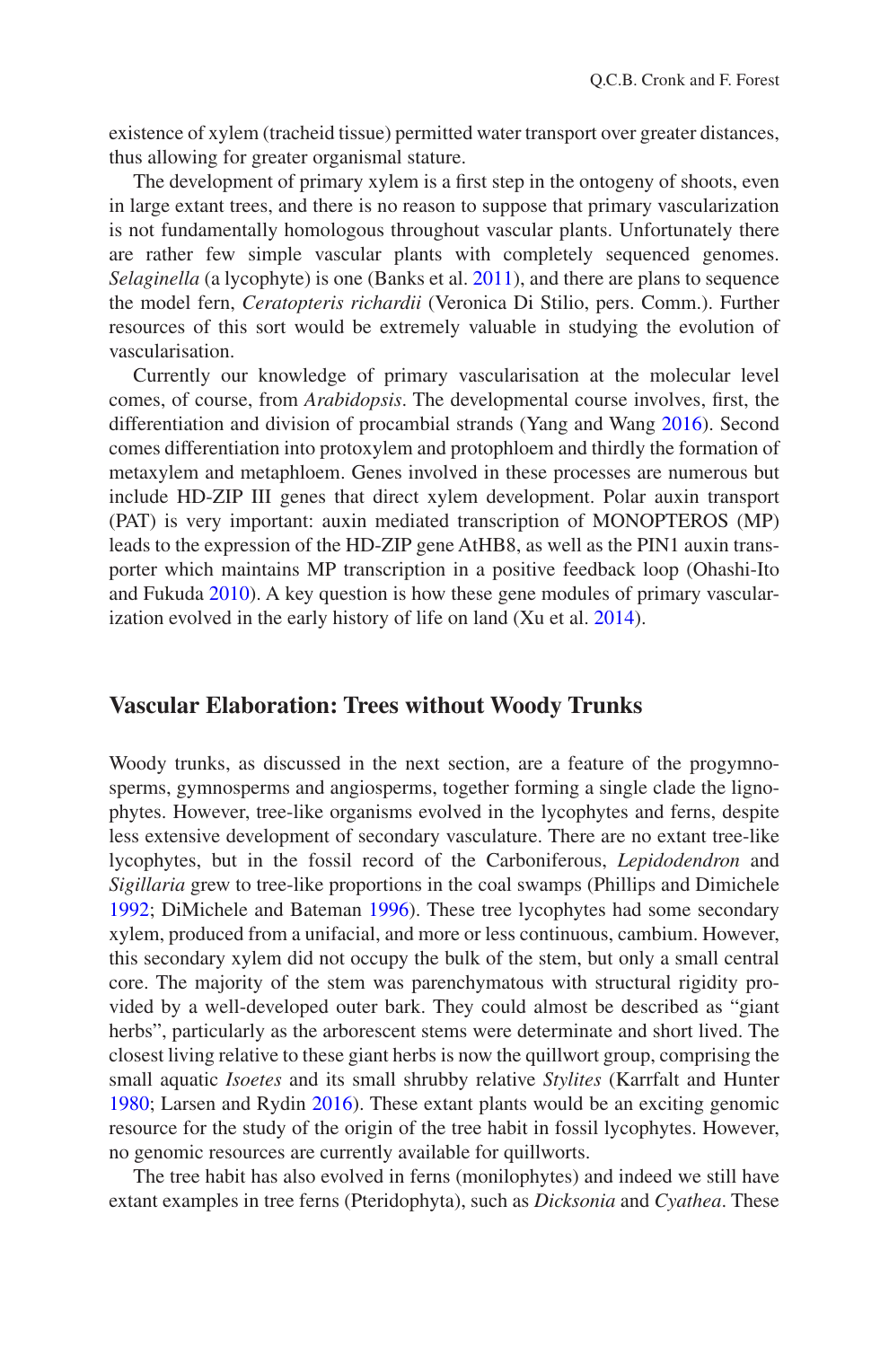existence of xylem (tracheid tissue) permitted water transport over greater distances, thus allowing for greater organismal stature.

The development of primary xylem is a first step in the ontogeny of shoots, even in large extant trees, and there is no reason to suppose that primary vascularization is not fundamentally homologous throughout vascular plants. Unfortunately there are rather few simple vascular plants with completely sequenced genomes. *Selaginella* (a lycophyte) is one (Banks et al. 2011), and there are plans to sequence the model fern, *Ceratopteris richardii* (Veronica Di Stilio, pers. Comm.). Further resources of this sort would be extremely valuable in studying the evolution of vascularisation.

Currently our knowledge of primary vascularisation at the molecular level comes, of course, from *Arabidopsis*. The developmental course involves, first, the differentiation and division of procambial strands (Yang and Wang 2016). Second comes differentiation into protoxylem and protophloem and thirdly the formation of metaxylem and metaphloem. Genes involved in these processes are numerous but include HD-ZIP III genes that direct xylem development. Polar auxin transport (PAT) is very important: auxin mediated transcription of MONOPTEROS (MP) leads to the expression of the HD-ZIP gene AtHB8, as well as the PIN1 auxin transporter which maintains MP transcription in a positive feedback loop (Ohashi-Ito and Fukuda 2010). A key question is how these gene modules of primary vascularization evolved in the early history of life on land (Xu et al. 2014).

## Vascular Elaboration: Trees without Woody Trunks

Woody trunks, as discussed in the next section, are a feature of the progymnosperms, gymnosperms and angiosperms, together forming a single clade the lignophytes. However, tree-like organisms evolved in the lycophytes and ferns, despite less extensive development of secondary vasculature. There are no extant tree-like lycophytes, but in the fossil record of the Carboniferous, *Lepidodendron* and *Sigillaria* grew to tree-like proportions in the coal swamps (Phillips and Dimichele 1992; DiMichele and Bateman 1996). These tree lycophytes had some secondary xylem, produced from a unifacial, and more or less continuous, cambium. However, this secondary xylem did not occupy the bulk of the stem, but only a small central core. The majority of the stem was parenchymatous with structural rigidity provided by a well-developed outer bark. They could almost be described as "giant herbs", particularly as the arborescent stems were determinate and short lived. The closest living relative to these giant herbs is now the quillwort group, comprising the small aquatic *Isoetes* and its small shrubby relative *Stylites* (Karrfalt and Hunter 1980; Larsen and Rydin 2016). These extant plants would be an exciting genomic resource for the study of the origin of the tree habit in fossil lycophytes. However, no genomic resources are currently available for quillworts.

The tree habit has also evolved in ferns (monilophytes) and indeed we still have extant examples in tree ferns (Pteridophyta), such as *Dicksonia* and *Cyathea*. These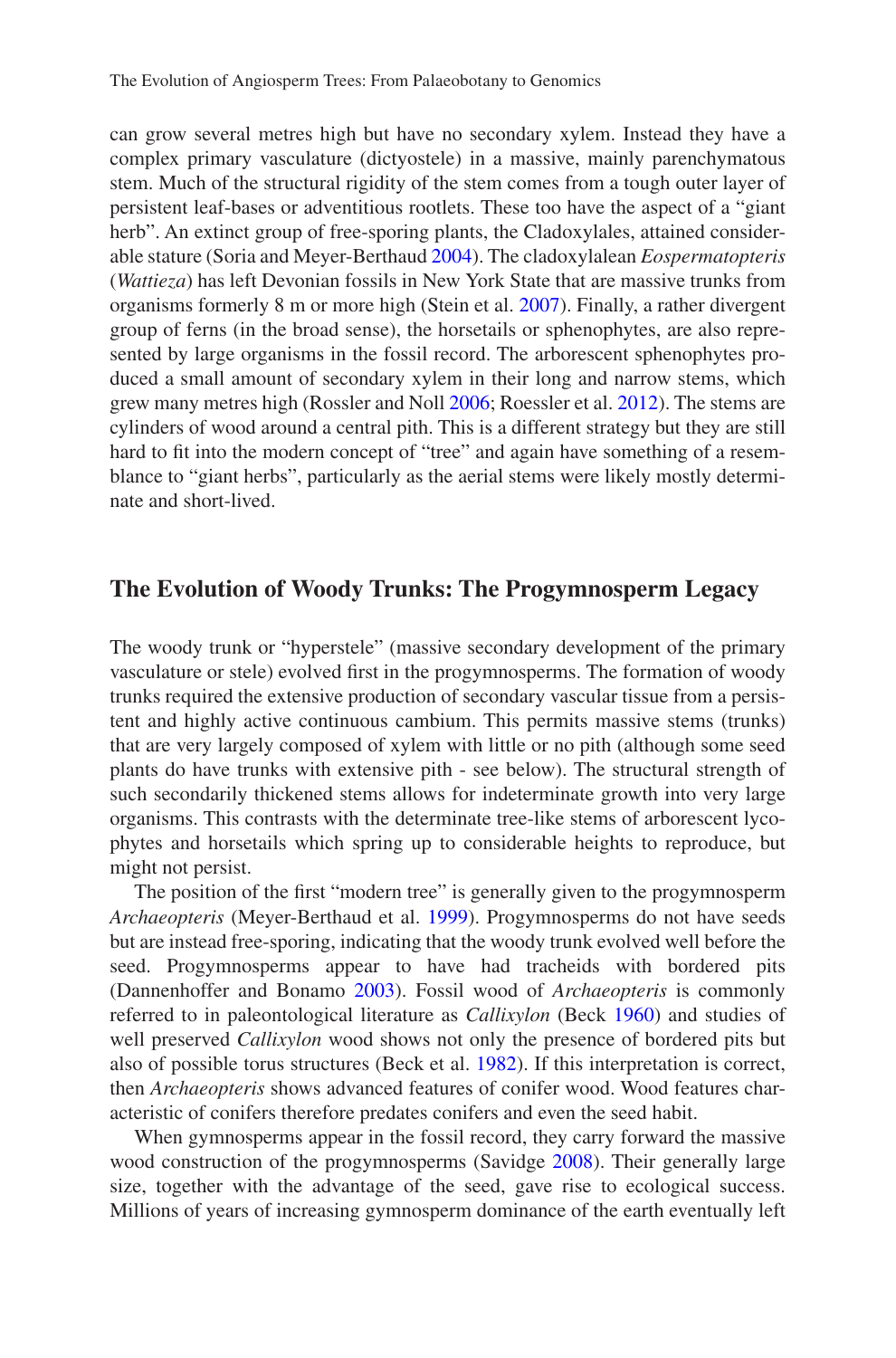can grow several metres high but have no secondary xylem. Instead they have a complex primary vasculature (dictyostele) in a massive, mainly parenchymatous stem. Much of the structural rigidity of the stem comes from a tough outer layer of persistent leaf-bases or adventitious rootlets. These too have the aspect of a "giant herb". An extinct group of free-sporing plants, the Cladoxylales, attained considerable stature (Soria and Meyer-Berthaud 2004). The cladoxylalean *Eospermatopteris* (*Wattieza*) has left Devonian fossils in New York State that are massive trunks from organisms formerly 8 m or more high (Stein et al. 2007). Finally, a rather divergent group of ferns (in the broad sense), the horsetails or sphenophytes, are also represented by large organisms in the fossil record. The arborescent sphenophytes produced a small amount of secondary xylem in their long and narrow stems, which grew many metres high (Rossler and Noll 2006; Roessler et al. 2012). The stems are cylinders of wood around a central pith. This is a different strategy but they are still hard to fit into the modern concept of "tree" and again have something of a resemblance to "giant herbs", particularly as the aerial stems were likely mostly determinate and short-lived.

## The Evolution of Woody Trunks: The Progymnosperm Legacy

The woody trunk or "hyperstele" (massive secondary development of the primary vasculature or stele) evolved first in the progymnosperms. The formation of woody trunks required the extensive production of secondary vascular tissue from a persistent and highly active continuous cambium. This permits massive stems (trunks) that are very largely composed of xylem with little or no pith (although some seed plants do have trunks with extensive pith - see below). The structural strength of such secondarily thickened stems allows for indeterminate growth into very large organisms. This contrasts with the determinate tree-like stems of arborescent lycophytes and horsetails which spring up to considerable heights to reproduce, but might not persist.

The position of the first "modern tree" is generally given to the progymnosperm *Archaeopteris* (Meyer-Berthaud et al. 1999). Progymnosperms do not have seeds but are instead free-sporing, indicating that the woody trunk evolved well before the seed. Progymnosperms appear to have had tracheids with bordered pits (Dannenhoffer and Bonamo 2003). Fossil wood of *Archaeopteris* is commonly referred to in paleontological literature as *Callixylon* (Beck 1960) and studies of well preserved *Callixylon* wood shows not only the presence of bordered pits but also of possible torus structures (Beck et al. 1982). If this interpretation is correct, then *Archaeopteris* shows advanced features of conifer wood. Wood features characteristic of conifers therefore predates conifers and even the seed habit.

When gymnosperms appear in the fossil record, they carry forward the massive wood construction of the progymnosperms (Savidge 2008). Their generally large size, together with the advantage of the seed, gave rise to ecological success. Millions of years of increasing gymnosperm dominance of the earth eventually left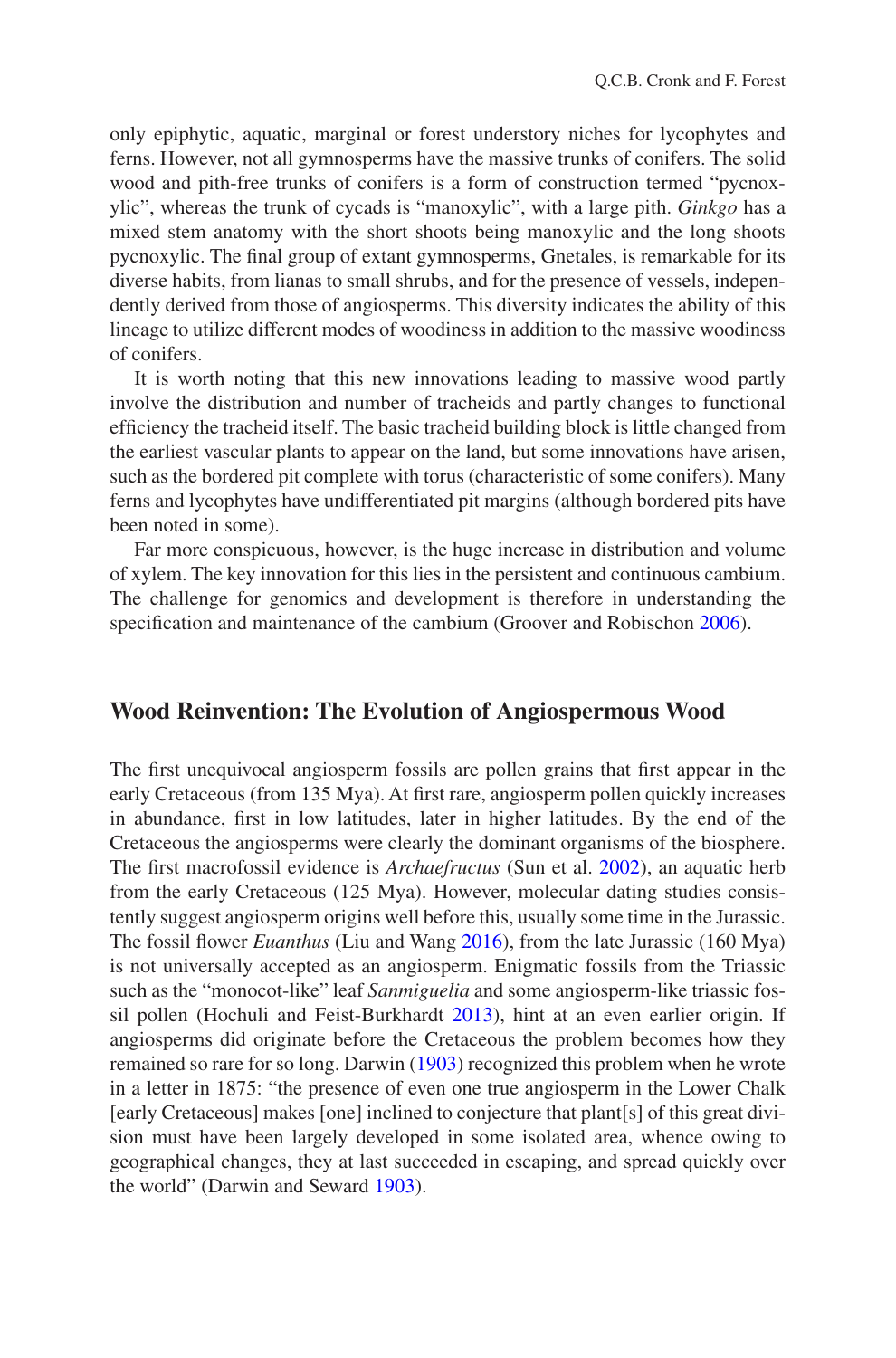only epiphytic, aquatic, marginal or forest understory niches for lycophytes and ferns. However, not all gymnosperms have the massive trunks of conifers. The solid wood and pith-free trunks of conifers is a form of construction termed "pycnoxylic", whereas the trunk of cycads is "manoxylic", with a large pith. *Ginkgo* has a mixed stem anatomy with the short shoots being manoxylic and the long shoots pycnoxylic. The final group of extant gymnosperms, Gnetales, is remarkable for its diverse habits, from lianas to small shrubs, and for the presence of vessels, independently derived from those of angiosperms. This diversity indicates the ability of this lineage to utilize different modes of woodiness in addition to the massive woodiness of conifers.

It is worth noting that this new innovations leading to massive wood partly involve the distribution and number of tracheids and partly changes to functional efficiency the tracheid itself. The basic tracheid building block is little changed from the earliest vascular plants to appear on the land, but some innovations have arisen, such as the bordered pit complete with torus (characteristic of some conifers). Many ferns and lycophytes have undifferentiated pit margins (although bordered pits have been noted in some).

Far more conspicuous, however, is the huge increase in distribution and volume of xylem. The key innovation for this lies in the persistent and continuous cambium. The challenge for genomics and development is therefore in understanding the specification and maintenance of the cambium (Groover and Robischon 2006).

## Wood Reinvention: The Evolution of Angiospermous Wood

The first unequivocal angiosperm fossils are pollen grains that first appear in the early Cretaceous (from 135 Mya). At first rare, angiosperm pollen quickly increases in abundance, first in low latitudes, later in higher latitudes. By the end of the Cretaceous the angiosperms were clearly the dominant organisms of the biosphere. The first macrofossil evidence is *Archaefructus* (Sun et al. 2002), an aquatic herb from the early Cretaceous (125 Mya). However, molecular dating studies consistently suggest angiosperm origins well before this, usually some time in the Jurassic. The fossil flower *Euanthus* (Liu and Wang 2016), from the late Jurassic (160 Mya) is not universally accepted as an angiosperm. Enigmatic fossils from the Triassic such as the "monocot-like" leaf *Sanmiguelia* and some angiosperm-like triassic fossil pollen (Hochuli and Feist-Burkhardt 2013), hint at an even earlier origin. If angiosperms did originate before the Cretaceous the problem becomes how they remained so rare for so long. Darwin (1903) recognized this problem when he wrote in a letter in 1875: "the presence of even one true angiosperm in the Lower Chalk [early Cretaceous] makes [one] inclined to conjecture that plant[s] of this great division must have been largely developed in some isolated area, whence owing to geographical changes, they at last succeeded in escaping, and spread quickly over the world" (Darwin and Seward 1903).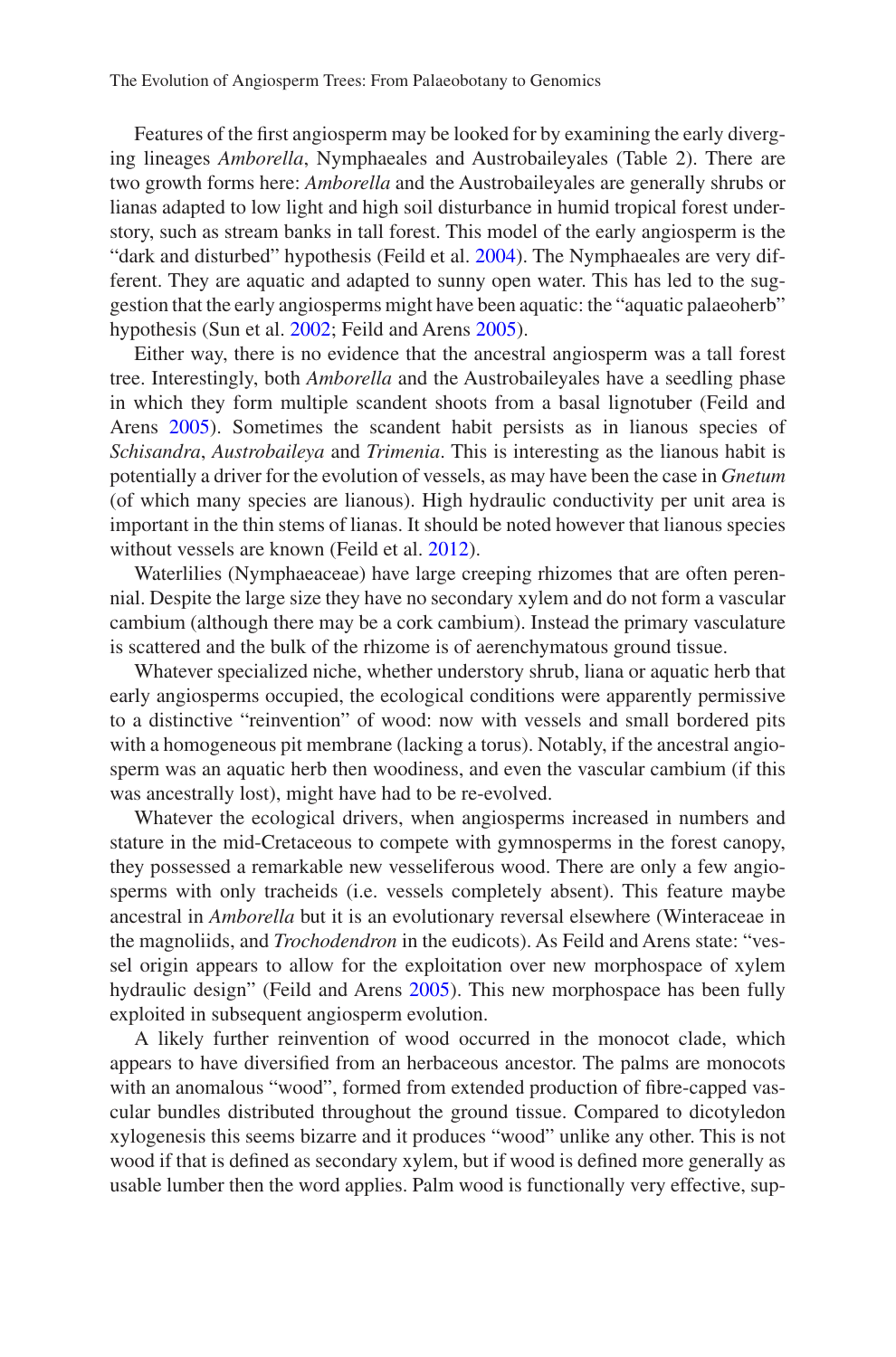Features of the first angiosperm may be looked for by examining the early diverging lineages *Amborella*, Nymphaeales and Austrobaileyales (Table 2). There are two growth forms here: *Amborella* and the Austrobaileyales are generally shrubs or lianas adapted to low light and high soil disturbance in humid tropical forest understory, such as stream banks in tall forest. This model of the early angiosperm is the "dark and disturbed" hypothesis (Feild et al. 2004). The Nymphaeales are very different. They are aquatic and adapted to sunny open water. This has led to the suggestion that the early angiosperms might have been aquatic: the "aquatic palaeoherb" hypothesis (Sun et al. 2002; Feild and Arens 2005).

Either way, there is no evidence that the ancestral angiosperm was a tall forest tree. Interestingly, both *Amborella* and the Austrobaileyales have a seedling phase in which they form multiple scandent shoots from a basal lignotuber (Feild and Arens 2005). Sometimes the scandent habit persists as in lianous species of *Schisandra*, *Austrobaileya* and *Trimenia*. This is interesting as the lianous habit is potentially a driver for the evolution of vessels, as may have been the case in *Gnetum* (of which many species are lianous). High hydraulic conductivity per unit area is important in the thin stems of lianas. It should be noted however that lianous species without vessels are known (Feild et al. 2012).

Waterlilies (Nymphaeaceae) have large creeping rhizomes that are often perennial. Despite the large size they have no secondary xylem and do not form a vascular cambium (although there may be a cork cambium). Instead the primary vasculature is scattered and the bulk of the rhizome is of aerenchymatous ground tissue.

Whatever specialized niche, whether understory shrub, liana or aquatic herb that early angiosperms occupied, the ecological conditions were apparently permissive to a distinctive "reinvention" of wood: now with vessels and small bordered pits with a homogeneous pit membrane (lacking a torus). Notably, if the ancestral angiosperm was an aquatic herb then woodiness, and even the vascular cambium (if this was ancestrally lost), might have had to be re-evolved.

Whatever the ecological drivers, when angiosperms increased in numbers and stature in the mid-Cretaceous to compete with gymnosperms in the forest canopy, they possessed a remarkable new vesseliferous wood. There are only a few angiosperms with only tracheids (i.e. vessels completely absent). This feature maybe ancestral in *Amborella* but it is an evolutionary reversal elsewhere (Winteraceae in the magnoliids, and *Trochodendron* in the eudicots). As Feild and Arens state: "vessel origin appears to allow for the exploitation over new morphospace of xylem hydraulic design" (Feild and Arens 2005). This new morphospace has been fully exploited in subsequent angiosperm evolution.

A likely further reinvention of wood occurred in the monocot clade, which appears to have diversified from an herbaceous ancestor. The palms are monocots with an anomalous "wood", formed from extended production of fibre-capped vascular bundles distributed throughout the ground tissue. Compared to dicotyledon xylogenesis this seems bizarre and it produces "wood" unlike any other. This is not wood if that is defined as secondary xylem, but if wood is defined more generally as usable lumber then the word applies. Palm wood is functionally very effective, sup-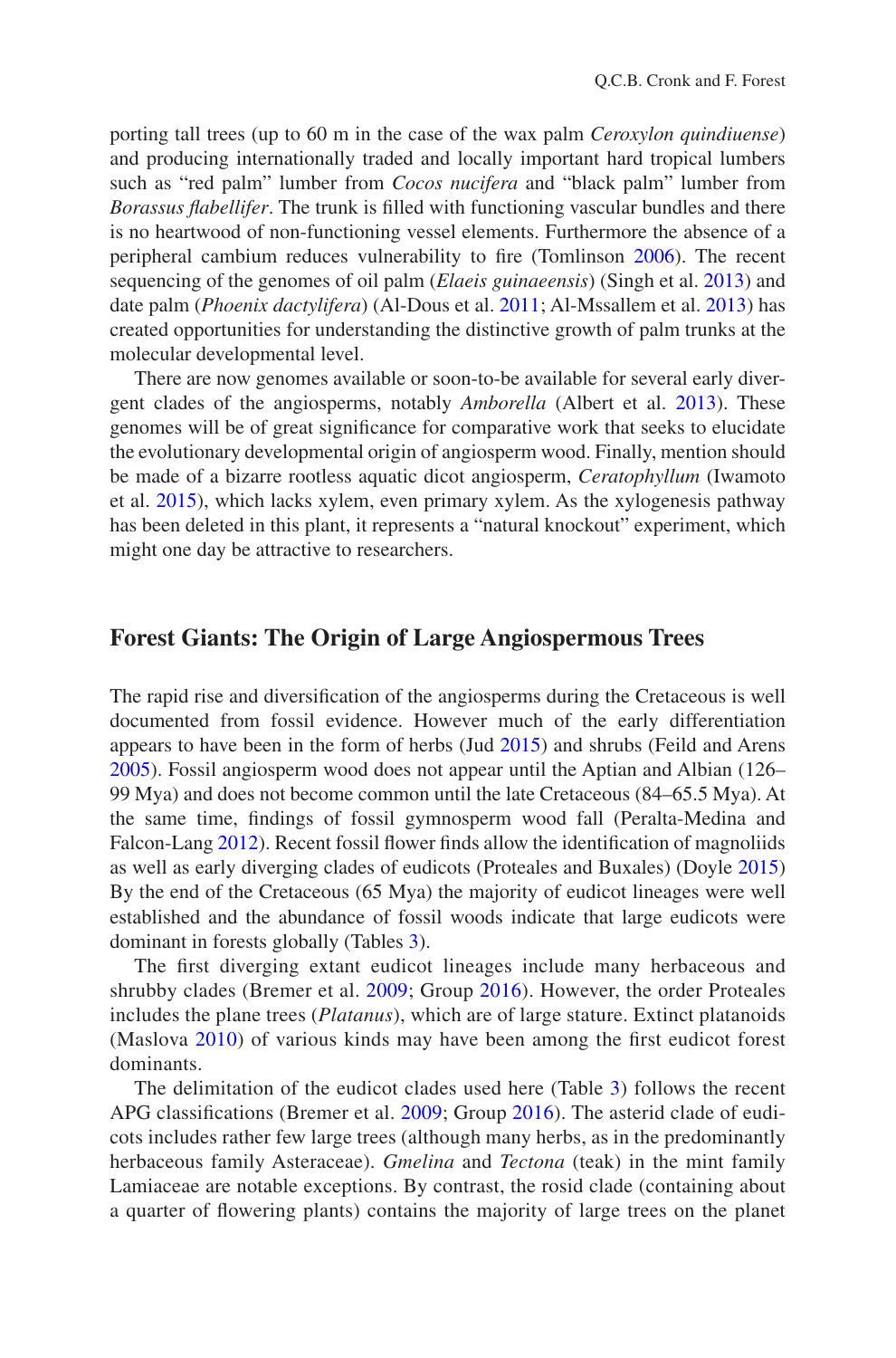porting tall trees (up to 60 m in the case of the wax palm *Ceroxylon quindiuense*) and producing internationally traded and locally important hard tropical lumbers such as "red palm" lumber from *Cocos nucifera* and "black palm" lumber from *Borassus flabellifer*. The trunk is filled with functioning vascular bundles and there is no heartwood of non-functioning vessel elements. Furthermore the absence of a peripheral cambium reduces vulnerability to fire (Tomlinson 2006). The recent sequencing of the genomes of oil palm (*Elaeis guinaeensis*) (Singh et al. 2013) and date palm (*Phoenix dactylifera*) (Al-Dous et al. 2011; Al-Mssallem et al. 2013) has created opportunities for understanding the distinctive growth of palm trunks at the molecular developmental level.

There are now genomes available or soon-to-be available for several early divergent clades of the angiosperms, notably *Amborella* (Albert et al. 2013). These genomes will be of great significance for comparative work that seeks to elucidate the evolutionary developmental origin of angiosperm wood. Finally, mention should be made of a bizarre rootless aquatic dicot angiosperm, *Ceratophyllum* (Iwamoto et al. 2015), which lacks xylem, even primary xylem. As the xylogenesis pathway has been deleted in this plant, it represents a "natural knockout" experiment, which might one day be attractive to researchers.

## Forest Giants: The Origin of Large Angiospermous Trees

The rapid rise and diversification of the angiosperms during the Cretaceous is well documented from fossil evidence. However much of the early differentiation appears to have been in the form of herbs (Jud 2015) and shrubs (Feild and Arens 2005). Fossil angiosperm wood does not appear until the Aptian and Albian (126–99 Mya) and does not become common until the late Cretaceous (84–65.5 Mya). At the same time, findings of fossil gymnosperm wood fall (Peralta-Medina and Falcon-Lang 2012). Recent fossil flower finds allow the identification of magnoliids as well as early diverging clades of eudicots (Proteales and Buxales) (Doyle 2015) By the end of the Cretaceous (65 Mya) the majority of eudicot lineages were well established and the abundance of fossil woods indicate that large eudicots were dominant in forests globally (Tables 3).

The first diverging extant eudicot lineages include many herbaceous and shrubby clades (Bremer et al. 2009; Group 2016). However, the order Proteales includes the plane trees (*Platanus*), which are of large stature. Extinct platanoids (Maslova 2010) of various kinds may have been among the first eudicot forest dominants.

The delimitation of the eudicot clades used here (Table 3) follows the recent APG classifications (Bremer et al. 2009; Group 2016). The asterid clade of eudicots includes rather few large trees (although many herbs, as in the predominantly herbaceous family Asteraceae). *Gmelina* and *Tectona* (teak) in the mint family Lamiaceae are notable exceptions. By contrast, the rosid clade (containing about a quarter of flowering plants) contains the majority of large trees on the planet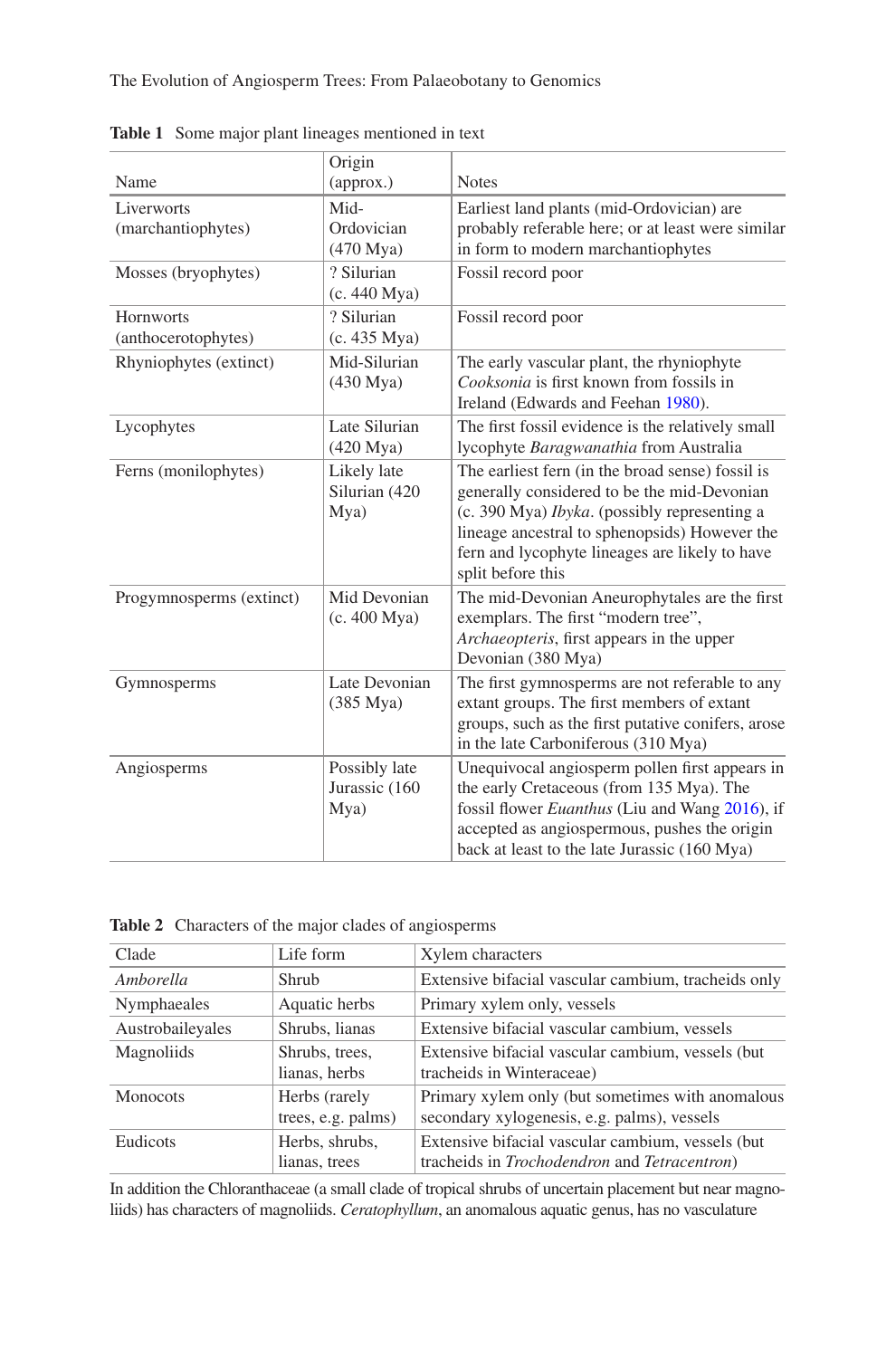**Table 1** Some major plant lineages mentioned in text

| Name | Origin (approx.) | Notes |
|---|---|---|
| Liverworts (marchantiophytes) | Mid-Ordovician (470 Mya) | Earliest land plants (mid-Ordovician) are probably referable here; or at least were similar in form to modern marchantiophytes |
| Mosses (bryophytes) | ? Silurian (c. 440 Mya) | Fossil record poor |
| Hornworts (anthocerotophytes) | ? Silurian (c. 435 Mya) | Fossil record poor |
| Rhyniophytes (extinct) | Mid-Silurian (430 Mya) | The early vascular plant, the rhyniophyte *Cooksonia* is first known from fossils in Ireland (Edwards and Feehan 1980). |
| Lycophytes | Late Silurian (420 Mya) | The first fossil evidence is the relatively small lycophyte *Baragwanathia* from Australia |
| Ferns (monilophytes) | Likely late Silurian (420 Mya) | The earliest fern (in the broad sense) fossil is generally considered to be the mid-Devonian (c. 390 Mya) *Ibyka*. (possibly representing a lineage ancestral to sphenopsids) However the fern and lycophyte lineages are likely to have split before this |
| Progymnosperms (extinct) | Mid Devonian (c. 400 Mya) | The mid-Devonian Aneurophytales are the first exemplars. The first "modern tree", *Archaeopteris*, first appears in the upper Devonian (380 Mya) |
| Gymnosperms | Late Devonian (385 Mya) | The first gymnosperms are not referable to any extant groups. The first members of extant groups, such as the first putative conifers, arose in the late Carboniferous (310 Mya) |
| Angiosperms | Possibly late Jurassic (160 Mya) | Unequivocal angiosperm pollen first appears in the early Cretaceous (from 135 Mya). The fossil flower *Euanthus* (Liu and Wang 2016), if accepted as angiospermous, pushes the origin back at least to the late Jurassic (160 Mya) |

**Table 2** Characters of the major clades of angiosperms

| Clade | Life form | Xylem characters |
|---|---|---|
| *Amborella* | Shrub | Extensive bifacial vascular cambium, tracheids only |
| Nymphaeales | Aquatic herbs | Primary xylem only, vessels |
| Austrobaileyales | Shrubs, lianas | Extensive bifacial vascular cambium, vessels |
| Magnoliids | Shrubs, trees, lianas, herbs | Extensive bifacial vascular cambium, vessels (but tracheids in Winteraceae) |
| Monocots | Herbs (rarely trees, e.g. palms) | Primary xylem only (but sometimes with anomalous secondary xylogenesis, e.g. palms), vessels |
| Eudicots | Herbs, shrubs, lianas, trees | Extensive bifacial vascular cambium, vessels (but tracheids in *Trochodendron* and *Tetracentron*) |

In addition the Chloranthaceae (a small clade of tropical shrubs of uncertain placement but near magnoliids) has characters of magnoliids. *Ceratophyllum*, an anomalous aquatic genus, has no vasculature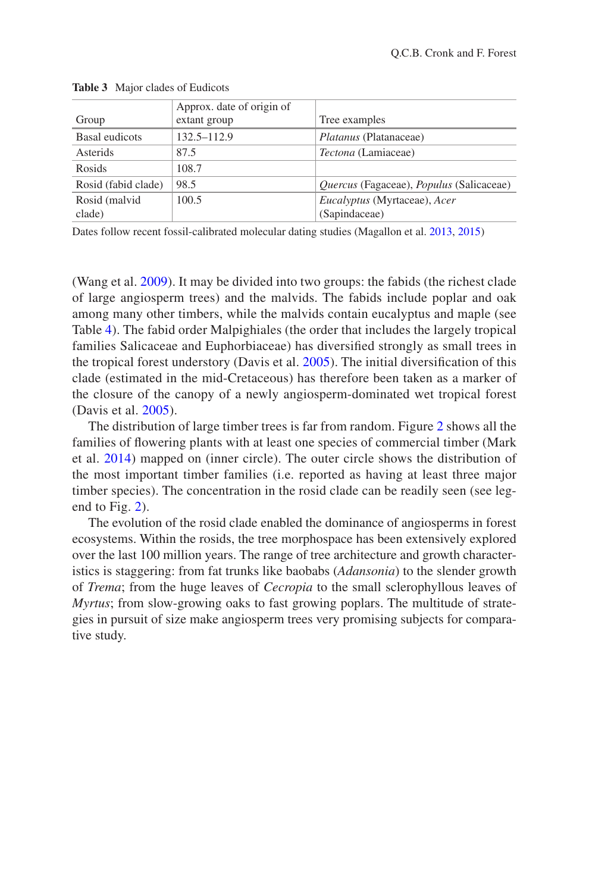**Table 3** Major clades of Eudicots

| Group | Approx. date of origin of extant group | Tree examples |
|---|---|---|
| Basal eudicots | 132.5–112.9 | *Platanus* (Platanaceae) |
| Asterids | 87.5 | *Tectona* (Lamiaceae) |
| Rosids | 108.7 | |
| Rosid (fabid clade) | 98.5 | *Quercus* (Fagaceae), *Populus* (Salicaceae) |
| Rosid (malvid clade) | 100.5 | *Eucalyptus* (Myrtaceae), *Acer* (Sapindaceae) |

Dates follow recent fossil-calibrated molecular dating studies (Magallon et al. 2013, 2015)

(Wang et al. 2009). It may be divided into two groups: the fabids (the richest clade of large angiosperm trees) and the malvids. The fabids include poplar and oak among many other timbers, while the malvids contain eucalyptus and maple (see Table 4). The fabid order Malpighiales (the order that includes the largely tropical families Salicaceae and Euphorbiaceae) has diversified strongly as small trees in the tropical forest understory (Davis et al. 2005). The initial diversification of this clade (estimated in the mid-Cretaceous) has therefore been taken as a marker of the closure of the canopy of a newly angiosperm-dominated wet tropical forest (Davis et al. 2005).

The distribution of large timber trees is far from random. Figure 2 shows all the families of flowering plants with at least one species of commercial timber (Mark et al. 2014) mapped on (inner circle). The outer circle shows the distribution of the most important timber families (i.e. reported as having at least three major timber species). The concentration in the rosid clade can be readily seen (see legend to Fig. 2).

The evolution of the rosid clade enabled the dominance of angiosperms in forest ecosystems. Within the rosids, the tree morphospace has been extensively explored over the last 100 million years. The range of tree architecture and growth characteristics is staggering: from fat trunks like baobabs (*Adansonia*) to the slender growth of *Trema*; from the huge leaves of *Cecropia* to the small sclerophyllous leaves of *Myrtus*; from slow-growing oaks to fast growing poplars. The multitude of strategies in pursuit of size make angiosperm trees very promising subjects for comparative study.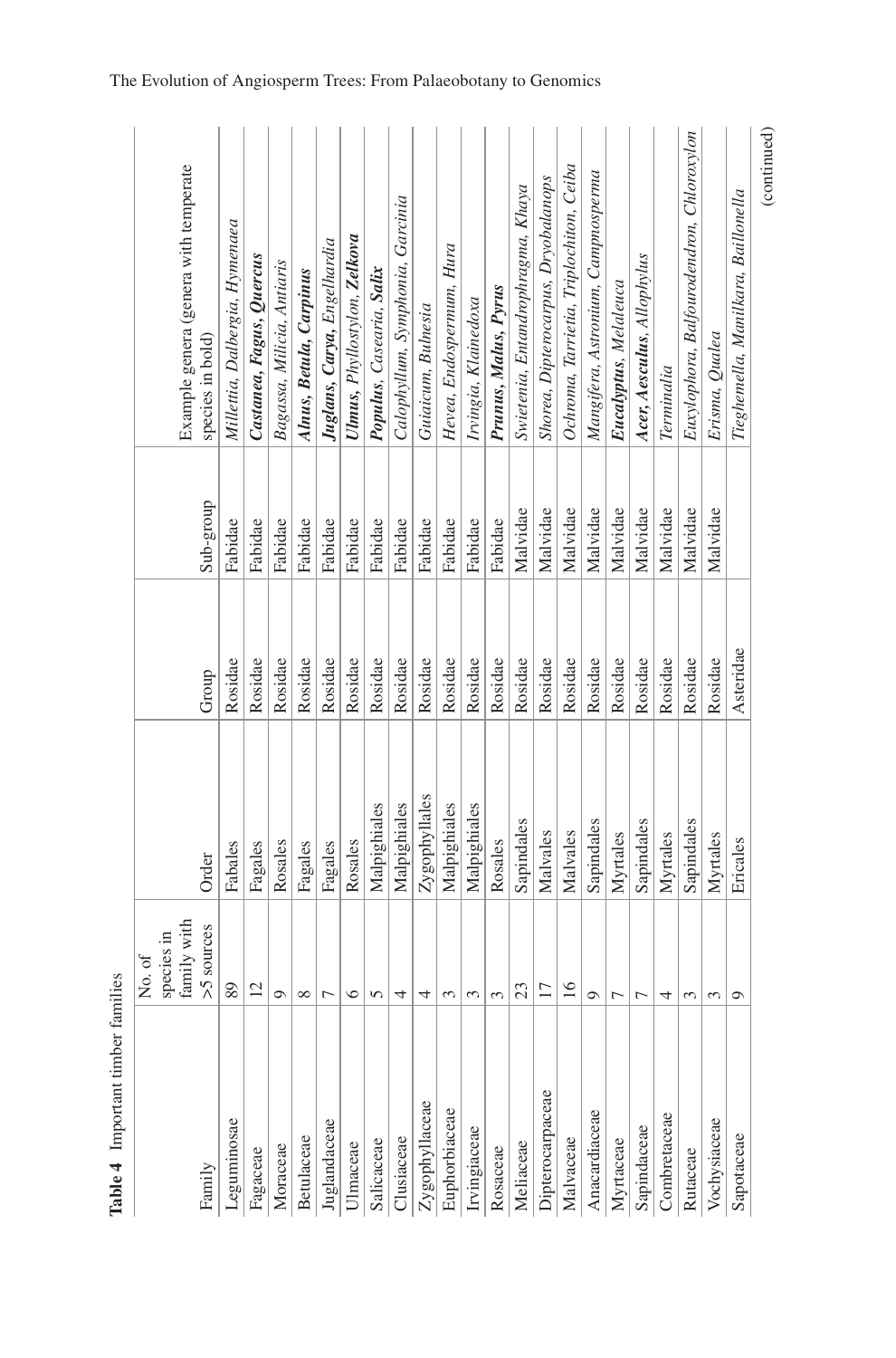**Table 4** Important timber families

| Family | No. of species in family with >5 sources | Order | Group | Sub-group | Example genera (genera with temperate species in bold) |
| --- | --- | --- | --- | --- | --- |
| Leguminosae | 89 | Fabales | Rosidae | Fabidae | *Millettia, Dalbergia, Hymenaea* |
| Fagaceae | 12 | Fagales | Rosidae | Fabidae | ***Castanea, Fagus, Quercus*** |
| Moraceae | 9 | Rosales | Rosidae | Fabidae | *Bagassa, Milicia, Antiaris* |
| Betulaceae | 8 | Fagales | Rosidae | Fabidae | ***Alnus, Betula, Carpinus*** |
| Juglandaceae | 7 | Fagales | Rosidae | Fabidae | ***Juglans, Carya,*** *Engelhardia* |
| Ulmaceae | 6 | Rosales | Rosidae | Fabidae | ***Ulmus,*** *Phyllostylon,* ***Zelkova*** |
| Salicaceae | 5 | Malpighiales | Rosidae | Fabidae | ***Populus,*** *Casearia,* ***Salix*** |
| Clusiaceae | 4 | Malpighiales | Rosidae | Fabidae | *Calophyllum, Symphonia, Garcinia* |
| Zygophyllaceae | 4 | Zygophyllales | Rosidae | Fabidae | *Guaiacum, Bulnesia* |
| Euphorbiaceae | 3 | Malpighiales | Rosidae | Fabidae | *Hevea, Endospermum, Hura* |
| Irvingiaceae | 3 | Malpighiales | Rosidae | Fabidae | *Irvingia, Klainedoxa* |
| Rosaceae | 3 | Rosales | Rosidae | Fabidae | ***Prunus, Malus, Pyrus*** |
| Meliaceae | 23 | Sapindales | Rosidae | Malvidae | *Swietenia, Entandrophragma, Khaya* |
| Dipterocarpaceae | 17 | Malvales | Rosidae | Malvidae | *Shorea, Dipterocarpus, Dryobalanops* |
| Malvaceae | 16 | Malvales | Rosidae | Malvidae | *Ochroma, Tarrietia, Triplochiton, Ceiba* |
| Anacardiaceae | 9 | Sapindales | Rosidae | Malvidae | *Mangifera, Astronium, Campnosperma* |
| Myrtaceae | 7 | Myrtales | Rosidae | Malvidae | ***Eucalyptus,*** *Melaleuca* |
| Sapindaceae | 7 | Sapindales | Rosidae | Malvidae | ***Acer, Aesculus,*** *Allophylus* |
| Combretaceae | 4 | Myrtales | Rosidae | Malvidae | *Terminalia* |
| Rutaceae | 3 | Sapindales | Rosidae | Malvidae | *Euxylophora, Balfourodendron, Chloroxylon* |
| Vochysiaceae | 3 | Myrtales | Rosidae | Malvidae | *Erisma, Qualea* |
| Sapotaceae | 9 | Ericales | Asteridae | | *Tieghemella, Manilkara, Baillonella* |

(continued)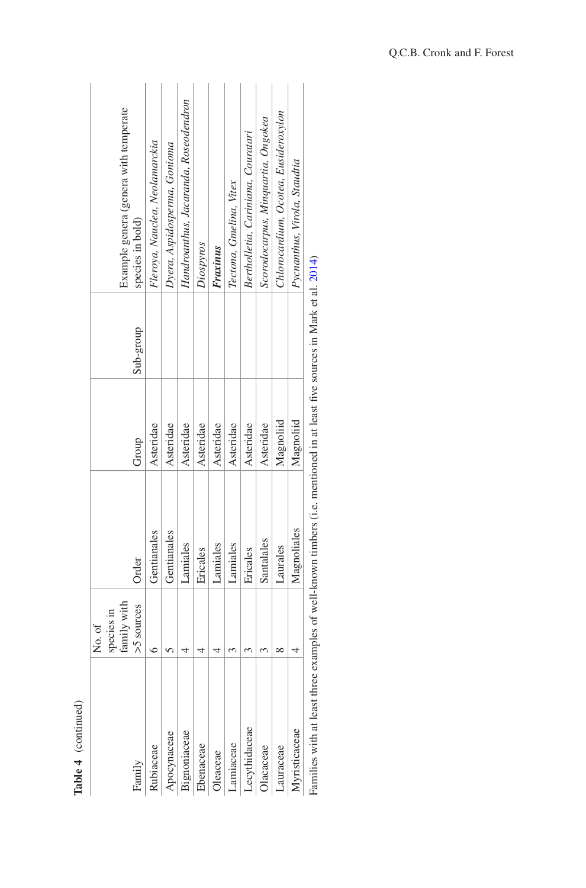**Table 4** (continued)

| Family | No. of species in family with >5 sources | Order | Group | Sub-group | Example genera (genera with temperate species in bold) |
|---|---|---|---|---|---|
| Rubiaceae | 6 | Gentianales | Asteridae | | *Fleroya, Nauclea, Neolamarckia* |
| Apocynaceae | 5 | Gentianales | Asteridae | | *Dyera, Aspidosperma, Gonioma* |
| Bignoniaceae | 4 | Lamiales | Asteridae | | *Handroanthus, Jacaranda, Roseodendron* |
| Ebenaceae | 4 | Ericales | Asteridae | | *Diospyros* |
| Oleaceae | 4 | Lamiales | Asteridae | | ***Fraxinus*** |
| Lamiaceae | 3 | Lamiales | Asteridae | | *Tectona, Gmelina, Vitex* |
| Lecythidaceae | 3 | Ericales | Asteridae | | *Bertholletia, Cariniana, Couratari* |
| Olacaceae | 3 | Santalales | Asteridae | | *Scorodocarpus, Minquartia, Ongokea* |
| Lauraceae | 8 | Laurales | Magnoliid | | *Chlorocardium, Ocotea, Eusideroxylon* |
| Myristicaceae | 4 | Magnoliales | Magnoliid | | *Pycnanthus, Virola, Staudtia* |

Families with at least three examples of well-known timbers (i.e. mentioned in at least five sources in Mark et al. 2014)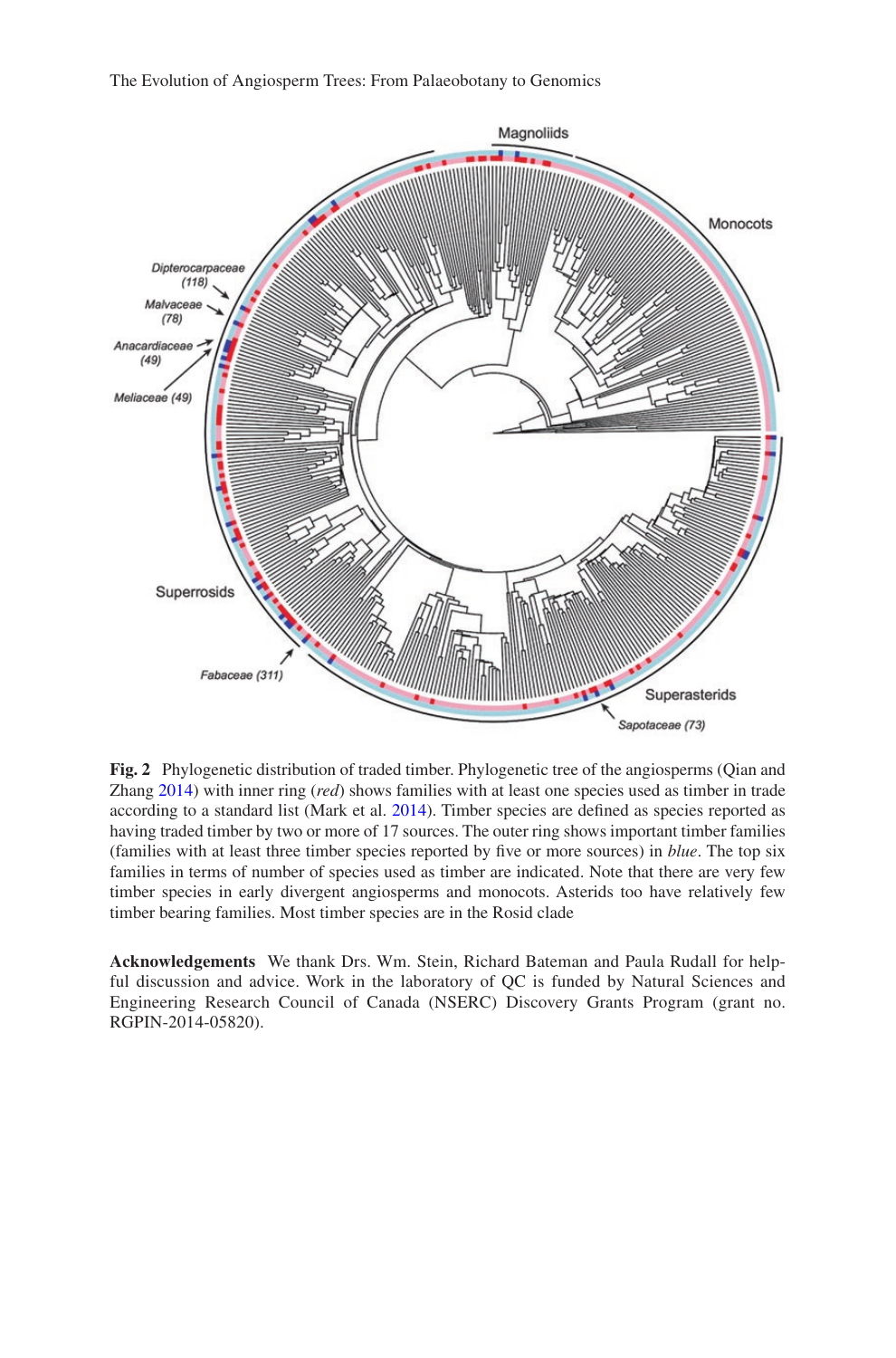Magnoliids

Monocots

Dipterocarpaceae (118)

Malvaceae (78)

Anacardiaceae (49)

Meliaceae (49)

Superrosids

Fabaceae (311)

Superasterids

Sapotaceae (73)

**Fig. 2** Phylogenetic distribution of traded timber. Phylogenetic tree of the angiosperms (Qian and Zhang 2014) with inner ring (*red*) shows families with at least one species used as timber in trade according to a standard list (Mark et al. 2014). Timber species are defined as species reported as having traded timber by two or more of 17 sources. The outer ring shows important timber families (families with at least three timber species reported by five or more sources) in *blue*. The top six families in terms of number of species used as timber are indicated. Note that there are very few timber species in early divergent angiosperms and monocots. Asterids too have relatively few timber bearing families. Most timber species are in the Rosid clade

**Acknowledgements** We thank Drs. Wm. Stein, Richard Bateman and Paula Rudall for helpful discussion and advice. Work in the laboratory of QC is funded by Natural Sciences and Engineering Research Council of Canada (NSERC) Discovery Grants Program (grant no. RGPIN-2014-05820).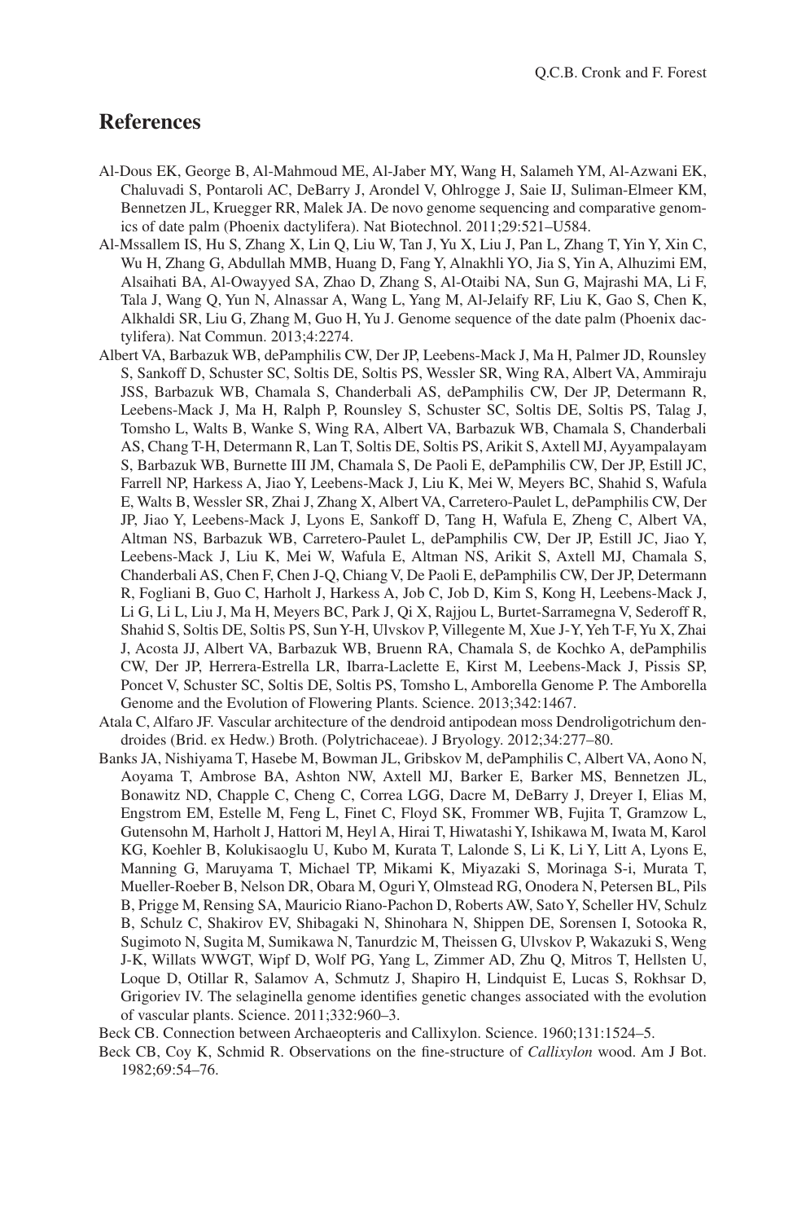## References

Al-Dous EK, George B, Al-Mahmoud ME, Al-Jaber MY, Wang H, Salameh YM, Al-Azwani EK, Chaluvadi S, Pontaroli AC, DeBarry J, Arondel V, Ohlrogge J, Saie IJ, Suliman-Elmeer KM, Bennetzen JL, Kruegger RR, Malek JA. De novo genome sequencing and comparative genomics of date palm (Phoenix dactylifera). Nat Biotechnol. 2011;29:521–U584.

Al-Mssallem IS, Hu S, Zhang X, Lin Q, Liu W, Tan J, Yu X, Liu J, Pan L, Zhang T, Yin Y, Xin C, Wu H, Zhang G, Abdullah MMB, Huang D, Fang Y, Alnakhli YO, Jia S, Yin A, Alhuzimi EM, Alsaihati BA, Al-Owayyed SA, Zhao D, Zhang S, Al-Otaibi NA, Sun G, Majrashi MA, Li F, Tala J, Wang Q, Yun N, Alnassar A, Wang L, Yang M, Al-Jelaify RF, Liu K, Gao S, Chen K, Alkhaldi SR, Liu G, Zhang M, Guo H, Yu J. Genome sequence of the date palm (Phoenix dactylifera). Nat Commun. 2013;4:2274.

Albert VA, Barbazuk WB, dePamphilis CW, Der JP, Leebens-Mack J, Ma H, Palmer JD, Rounsley S, Sankoff D, Schuster SC, Soltis DE, Soltis PS, Wessler SR, Wing RA, Albert VA, Ammiraju JSS, Barbazuk WB, Chamala S, Chanderbali AS, dePamphilis CW, Der JP, Determann R, Leebens-Mack J, Ma H, Ralph P, Rounsley S, Schuster SC, Soltis DE, Soltis PS, Talag J, Tomsho L, Walts B, Wanke S, Wing RA, Albert VA, Barbazuk WB, Chamala S, Chanderbali AS, Chang T-H, Determann R, Lan T, Soltis DE, Soltis PS, Arikit S, Axtell MJ, Ayyampalayam S, Barbazuk WB, Burnette III JM, Chamala S, De Paoli E, dePamphilis CW, Der JP, Estill JC, Farrell NP, Harkess A, Jiao Y, Leebens-Mack J, Liu K, Mei W, Meyers BC, Shahid S, Wafula E, Walts B, Wessler SR, Zhai J, Zhang X, Albert VA, Carretero-Paulet L, dePamphilis CW, Der JP, Jiao Y, Leebens-Mack J, Lyons E, Sankoff D, Tang H, Wafula E, Zheng C, Albert VA, Altman NS, Barbazuk WB, Carretero-Paulet L, dePamphilis CW, Der JP, Estill JC, Jiao Y, Leebens-Mack J, Liu K, Mei W, Wafula E, Altman NS, Arikit S, Axtell MJ, Chamala S, Chanderbali AS, Chen F, Chen J-Q, Chiang V, De Paoli E, dePamphilis CW, Der JP, Determann R, Fogliani B, Guo C, Harholt J, Harkess A, Job C, Job D, Kim S, Kong H, Leebens-Mack J, Li G, Li L, Liu J, Ma H, Meyers BC, Park J, Qi X, Rajjou L, Burtet-Sarramegna V, Sederoff R, Shahid S, Soltis DE, Soltis PS, Sun Y-H, Ulvskov P, Villegente M, Xue J-Y, Yeh T-F, Yu X, Zhai J, Acosta JJ, Albert VA, Barbazuk WB, Bruenn RA, Chamala S, de Kochko A, dePamphilis CW, Der JP, Herrera-Estrella LR, Ibarra-Laclette E, Kirst M, Leebens-Mack J, Pissis SP, Poncet V, Schuster SC, Soltis DE, Soltis PS, Tomsho L, Amborella Genome P. The Amborella Genome and the Evolution of Flowering Plants. Science. 2013;342:1467.

Atala C, Alfaro JF. Vascular architecture of the dendroid antipodean moss Dendroligotrichum dendroides (Brid. ex Hedw.) Broth. (Polytrichaceae). J Bryology. 2012;34:277–80.

Banks JA, Nishiyama T, Hasebe M, Bowman JL, Gribskov M, dePamphilis C, Albert VA, Aono N, Aoyama T, Ambrose BA, Ashton NW, Axtell MJ, Barker E, Barker MS, Bennetzen JL, Bonawitz ND, Chapple C, Cheng C, Correa LGG, Dacre M, DeBarry J, Dreyer I, Elias M, Engstrom EM, Estelle M, Feng L, Finet C, Floyd SK, Frommer WB, Fujita T, Gramzow L, Gutensohn M, Harholt J, Hattori M, Heyl A, Hirai T, Hiwatashi Y, Ishikawa M, Iwata M, Karol KG, Koehler B, Kolukisaoglu U, Kubo M, Kurata T, Lalonde S, Li K, Li Y, Litt A, Lyons E, Manning G, Maruyama T, Michael TP, Mikami K, Miyazaki S, Morinaga S-i, Murata T, Mueller-Roeber B, Nelson DR, Obara M, Oguri Y, Olmstead RG, Onodera N, Petersen BL, Pils B, Prigge M, Rensing SA, Mauricio Riano-Pachon D, Roberts AW, Sato Y, Scheller HV, Schulz B, Schulz C, Shakirov EV, Shibagaki N, Shinohara N, Shippen DE, Sorensen I, Sotooka R, Sugimoto N, Sugita M, Sumikawa N, Tanurdzic M, Theissen G, Ulvskov P, Wakazuki S, Weng J-K, Willats WWGT, Wipf D, Wolf PG, Yang L, Zimmer AD, Zhu Q, Mitros T, Hellsten U, Loque D, Otillar R, Salamov A, Schmutz J, Shapiro H, Lindquist E, Lucas S, Rokhsar D, Grigoriev IV. The selaginella genome identifies genetic changes associated with the evolution of vascular plants. Science. 2011;332:960–3.

Beck CB. Connection between Archaeopteris and Callixylon. Science. 1960;131:1524–5.

Beck CB, Coy K, Schmid R. Observations on the fine-structure of *Callixylon* wood. Am J Bot. 1982;69:54–76.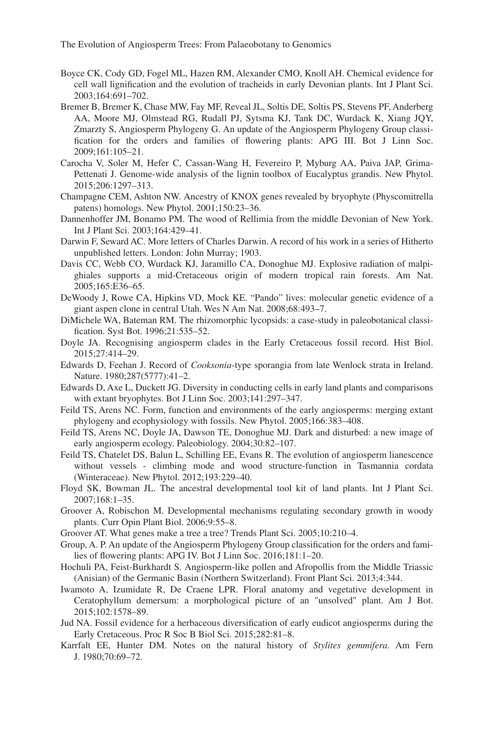Boyce CK, Cody GD, Fogel ML, Hazen RM, Alexander CMO, Knoll AH. Chemical evidence for cell wall lignification and the evolution of tracheids in early Devonian plants. Int J Plant Sci. 2003;164:691–702.

Bremer B, Bremer K, Chase MW, Fay MF, Reveal JL, Soltis DE, Soltis PS, Stevens PF, Anderberg AA, Moore MJ, Olmstead RG, Rudall PJ, Sytsma KJ, Tank DC, Wurdack K, Xiang JQY, Zmarzty S, Angiosperm Phylogeny G. An update of the Angiosperm Phylogeny Group classification for the orders and families of flowering plants: APG III. Bot J Linn Soc. 2009;161:105–21.

Carocha V, Soler M, Hefer C, Cassan-Wang H, Fevereiro P, Myburg AA, Paiva JAP, Grima-Pettenati J. Genome-wide analysis of the lignin toolbox of Eucalyptus grandis. New Phytol. 2015;206:1297–313.

Champagne CEM, Ashton NW. Ancestry of KNOX genes revealed by bryophyte (Physcomitrella patens) homologs. New Phytol. 2001;150:23–36.

Dannenhoffer JM, Bonamo PM. The wood of Rellimia from the middle Devonian of New York. Int J Plant Sci. 2003;164:429–41.

Darwin F, Seward AC. More letters of Charles Darwin. A record of his work in a series of Hitherto unpublished letters. London: John Murray; 1903.

Davis CC, Webb CO, Wurdack KJ, Jaramillo CA, Donoghue MJ. Explosive radiation of malpighiales supports a mid-Cretaceous origin of modern tropical rain forests. Am Nat. 2005;165:E36–65.

DeWoody J, Rowe CA, Hipkins VD, Mock KE. "Pando" lives: molecular genetic evidence of a giant aspen clone in central Utah. Wes N Am Nat. 2008;68:493–7.

DiMichele WA, Bateman RM. The rhizomorphic lycopsids: a case-study in paleobotanical classification. Syst Bot. 1996;21:535–52.

Doyle JA. Recognising angiosperm clades in the Early Cretaceous fossil record. Hist Biol. 2015;27:414–29.

Edwards D, Feehan J. Record of *Cooksonia*-type sporangia from late Wenlock strata in Ireland. Nature. 1980;287(5777):41–2.

Edwards D, Axe L, Duckett JG. Diversity in conducting cells in early land plants and comparisons with extant bryophytes. Bot J Linn Soc. 2003;141:297–347.

Feild TS, Arens NC. Form, function and environments of the early angiosperms: merging extant phylogeny and ecophysiology with fossils. New Phytol. 2005;166:383–408.

Feild TS, Arens NC, Doyle JA, Dawson TE, Donoghue MJ. Dark and disturbed: a new image of early angiosperm ecology. Paleobiology. 2004;30:82–107.

Feild TS, Chatelet DS, Balun L, Schilling EE, Evans R. The evolution of angiosperm lianescence without vessels - climbing mode and wood structure-function in Tasmannia cordata (Winteraceae). New Phytol. 2012;193:229–40.

Floyd SK, Bowman JL. The ancestral developmental tool kit of land plants. Int J Plant Sci. 2007;168:1–35.

Groover A, Robischon M. Developmental mechanisms regulating secondary growth in woody plants. Curr Opin Plant Biol. 2006;9:55–8.

Groover AT. What genes make a tree a tree? Trends Plant Sci. 2005;10:210–4.

Group, A. P. An update of the Angiosperm Phylogeny Group classification for the orders and families of flowering plants: APG IV. Bot J Linn Soc. 2016;181:1–20.

Hochuli PA, Feist-Burkhardt S. Angiosperm-like pollen and Afropollis from the Middle Triassic (Anisian) of the Germanic Basin (Northern Switzerland). Front Plant Sci. 2013;4:344.

Iwamoto A, Izumidate R, De Craene LPR. Floral anatomy and vegetative development in Ceratophyllum demersum: a morphological picture of an "unsolved" plant. Am J Bot. 2015;102:1578–89.

Jud NA. Fossil evidence for a herbaceous diversification of early eudicot angiosperms during the Early Cretaceous. Proc R Soc B Biol Sci. 2015;282:81–8.

Karrfalt EE, Hunter DM. Notes on the natural history of *Stylites gemmifera*. Am Fern J. 1980;70:69–72.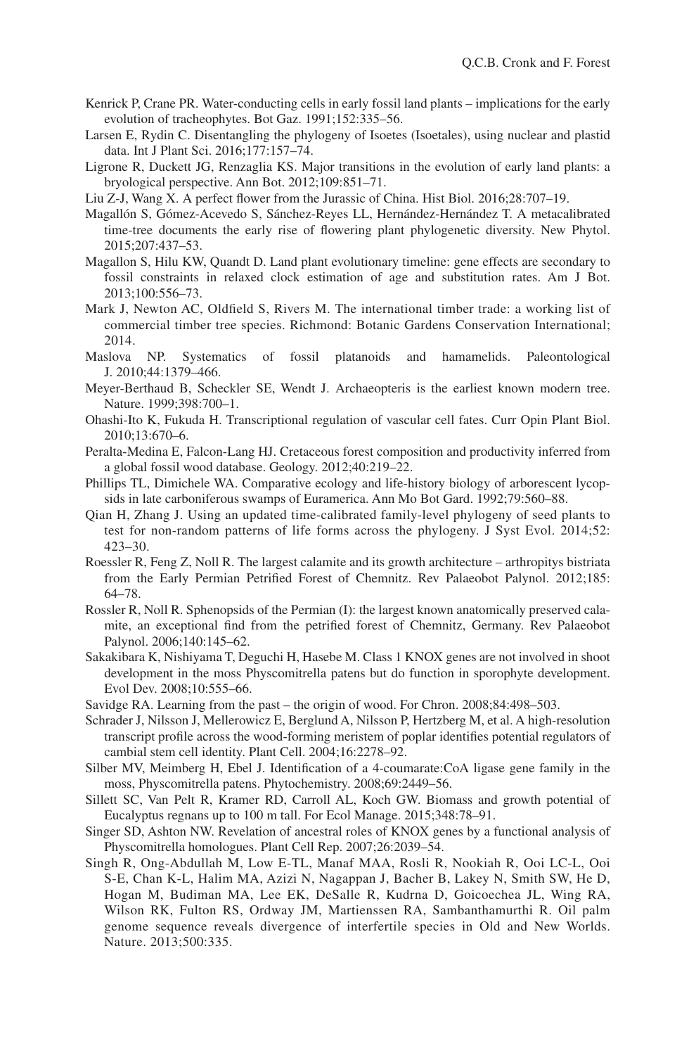Kenrick P, Crane PR. Water-conducting cells in early fossil land plants – implications for the early evolution of tracheophytes. Bot Gaz. 1991;152:335–56.

Larsen E, Rydin C. Disentangling the phylogeny of Isoetes (Isoetales), using nuclear and plastid data. Int J Plant Sci. 2016;177:157–74.

Ligrone R, Duckett JG, Renzaglia KS. Major transitions in the evolution of early land plants: a bryological perspective. Ann Bot. 2012;109:851–71.

Liu Z-J, Wang X. A perfect flower from the Jurassic of China. Hist Biol. 2016;28:707–19.

Magallón S, Gómez-Acevedo S, Sánchez-Reyes LL, Hernández-Hernández T. A metacalibrated time-tree documents the early rise of flowering plant phylogenetic diversity. New Phytol. 2015;207:437–53.

Magallon S, Hilu KW, Quandt D. Land plant evolutionary timeline: gene effects are secondary to fossil constraints in relaxed clock estimation of age and substitution rates. Am J Bot. 2013;100:556–73.

Mark J, Newton AC, Oldfield S, Rivers M. The international timber trade: a working list of commercial timber tree species. Richmond: Botanic Gardens Conservation International; 2014.

Maslova NP. Systematics of fossil platanoids and hamamelids. Paleontological J. 2010;44:1379–466.

Meyer-Berthaud B, Scheckler SE, Wendt J. Archaeopteris is the earliest known modern tree. Nature. 1999;398:700–1.

Ohashi-Ito K, Fukuda H. Transcriptional regulation of vascular cell fates. Curr Opin Plant Biol. 2010;13:670–6.

Peralta-Medina E, Falcon-Lang HJ. Cretaceous forest composition and productivity inferred from a global fossil wood database. Geology. 2012;40:219–22.

Phillips TL, Dimichele WA. Comparative ecology and life-history biology of arborescent lycopsids in late carboniferous swamps of Euramerica. Ann Mo Bot Gard. 1992;79:560–88.

Qian H, Zhang J. Using an updated time-calibrated family-level phylogeny of seed plants to test for non-random patterns of life forms across the phylogeny. J Syst Evol. 2014;52:423–30.

Roessler R, Feng Z, Noll R. The largest calamite and its growth architecture – arthropitys bistriata from the Early Permian Petrified Forest of Chemnitz. Rev Palaeobot Palynol. 2012;185:64–78.

Rossler R, Noll R. Sphenopsids of the Permian (I): the largest known anatomically preserved calamite, an exceptional find from the petrified forest of Chemnitz, Germany. Rev Palaeobot Palynol. 2006;140:145–62.

Sakakibara K, Nishiyama T, Deguchi H, Hasebe M. Class 1 KNOX genes are not involved in shoot development in the moss Physcomitrella patens but do function in sporophyte development. Evol Dev. 2008;10:555–66.

Savidge RA. Learning from the past – the origin of wood. For Chron. 2008;84:498–503.

Schrader J, Nilsson J, Mellerowicz E, Berglund A, Nilsson P, Hertzberg M, et al. A high-resolution transcript profile across the wood-forming meristem of poplar identifies potential regulators of cambial stem cell identity. Plant Cell. 2004;16:2278–92.

Silber MV, Meimberg H, Ebel J. Identification of a 4-coumarate:CoA ligase gene family in the moss, Physcomitrella patens. Phytochemistry. 2008;69:2449–56.

Sillett SC, Van Pelt R, Kramer RD, Carroll AL, Koch GW. Biomass and growth potential of Eucalyptus regnans up to 100 m tall. For Ecol Manage. 2015;348:78–91.

Singer SD, Ashton NW. Revelation of ancestral roles of KNOX genes by a functional analysis of Physcomitrella homologues. Plant Cell Rep. 2007;26:2039–54.

Singh R, Ong-Abdullah M, Low E-TL, Manaf MAA, Rosli R, Nookiah R, Ooi LC-L, Ooi S-E, Chan K-L, Halim MA, Azizi N, Nagappan J, Bacher B, Lakey N, Smith SW, He D, Hogan M, Budiman MA, Lee EK, DeSalle R, Kudrna D, Goicoechea JL, Wing RA, Wilson RK, Fulton RS, Ordway JM, Martienssen RA, Sambanthamurthi R. Oil palm genome sequence reveals divergence of interfertile species in Old and New Worlds. Nature. 2013;500:335.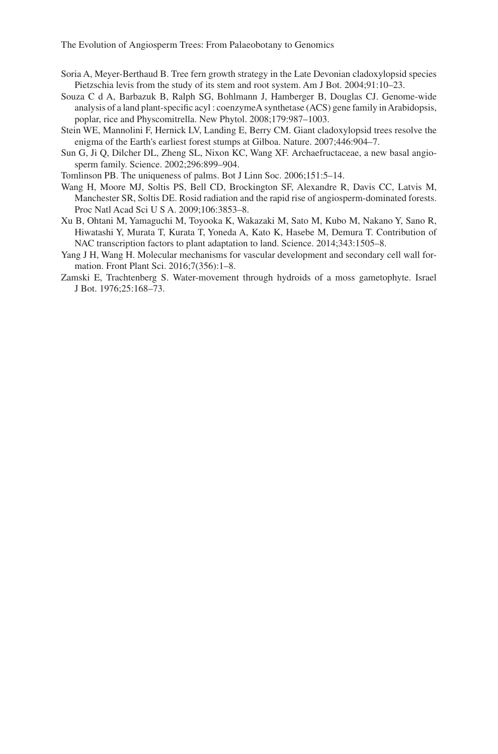Soria A, Meyer-Berthaud B. Tree fern growth strategy in the Late Devonian cladoxylopsid species Pietzschia levis from the study of its stem and root system. Am J Bot. 2004;91:10–23.

Souza C d A, Barbazuk B, Ralph SG, Bohlmann J, Hamberger B, Douglas CJ. Genome-wide analysis of a land plant-specific acyl : coenzymeA synthetase (ACS) gene family in Arabidopsis, poplar, rice and Physcomitrella. New Phytol. 2008;179:987–1003.

Stein WE, Mannolini F, Hernick LV, Landing E, Berry CM. Giant cladoxylopsid trees resolve the enigma of the Earth's earliest forest stumps at Gilboa. Nature. 2007;446:904–7.

Sun G, Ji Q, Dilcher DL, Zheng SL, Nixon KC, Wang XF. Archaefructaceae, a new basal angiosperm family. Science. 2002;296:899–904.

Tomlinson PB. The uniqueness of palms. Bot J Linn Soc. 2006;151:5–14.

Wang H, Moore MJ, Soltis PS, Bell CD, Brockington SF, Alexandre R, Davis CC, Latvis M, Manchester SR, Soltis DE. Rosid radiation and the rapid rise of angiosperm-dominated forests. Proc Natl Acad Sci U S A. 2009;106:3853–8.

Xu B, Ohtani M, Yamaguchi M, Toyooka K, Wakazaki M, Sato M, Kubo M, Nakano Y, Sano R, Hiwatashi Y, Murata T, Kurata T, Yoneda A, Kato K, Hasebe M, Demura T. Contribution of NAC transcription factors to plant adaptation to land. Science. 2014;343:1505–8.

Yang J H, Wang H. Molecular mechanisms for vascular development and secondary cell wall formation. Front Plant Sci. 2016;7(356):1–8.

Zamski E, Trachtenberg S. Water-movement through hydroids of a moss gametophyte. Israel J Bot. 1976;25:168–73.